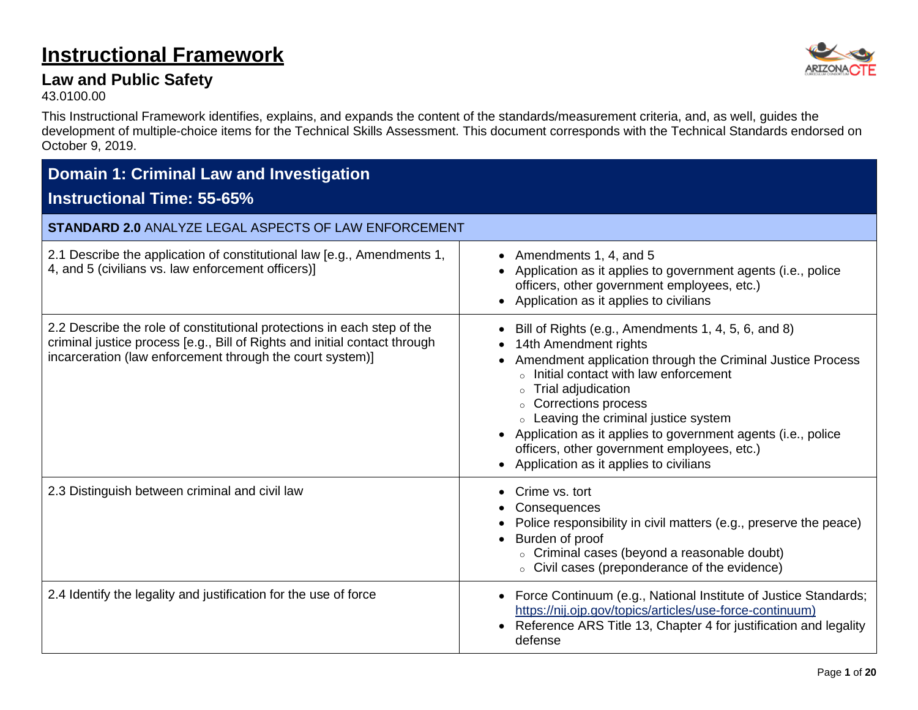# Instructional Framework

## Law and Public Safety

43.0100.00

This Instructional Framework identifies, explains, and expands the content of the standards/measurement criteria, and, as well, guides the development of multiple-choice items for the Technical Skills Assessment. This document corresponds with the Technical Standards endorsed on October 9, 2019.

| **Domain 1: Criminal Law and Investigation**<br>**Instructional Time: 55-65%** | |
|---|---|
| **STANDARD 2.0** ANALYZE LEGAL ASPECTS OF LAW ENFORCEMENT | |
| 2.1 Describe the application of constitutional law [e.g., Amendments 1, 4, and 5 (civilians vs. law enforcement officers)] | • Amendments 1, 4, and 5<br>• Application as it applies to government agents (i.e., police officers, other government employees, etc.)<br>• Application as it applies to civilians |
| 2.2 Describe the role of constitutional protections in each step of the criminal justice process [e.g., Bill of Rights and initial contact through incarceration (law enforcement through the court system)] | • Bill of Rights (e.g., Amendments 1, 4, 5, 6, and 8)<br>• 14th Amendment rights<br>• Amendment application through the Criminal Justice Process<br>&nbsp;&nbsp;○ Initial contact with law enforcement<br>&nbsp;&nbsp;○ Trial adjudication<br>&nbsp;&nbsp;○ Corrections process<br>&nbsp;&nbsp;○ Leaving the criminal justice system<br>• Application as it applies to government agents (i.e., police officers, other government employees, etc.)<br>• Application as it applies to civilians |
| 2.3 Distinguish between criminal and civil law | • Crime vs. tort<br>• Consequences<br>• Police responsibility in civil matters (e.g., preserve the peace)<br>• Burden of proof<br>&nbsp;&nbsp;○ Criminal cases (beyond a reasonable doubt)<br>&nbsp;&nbsp;○ Civil cases (preponderance of the evidence) |
| 2.4 Identify the legality and justification for the use of force | • Force Continuum (e.g., National Institute of Justice Standards; https://nij.ojp.gov/topics/articles/use-force-continuum)<br>• Reference ARS Title 13, Chapter 4 for justification and legality defense |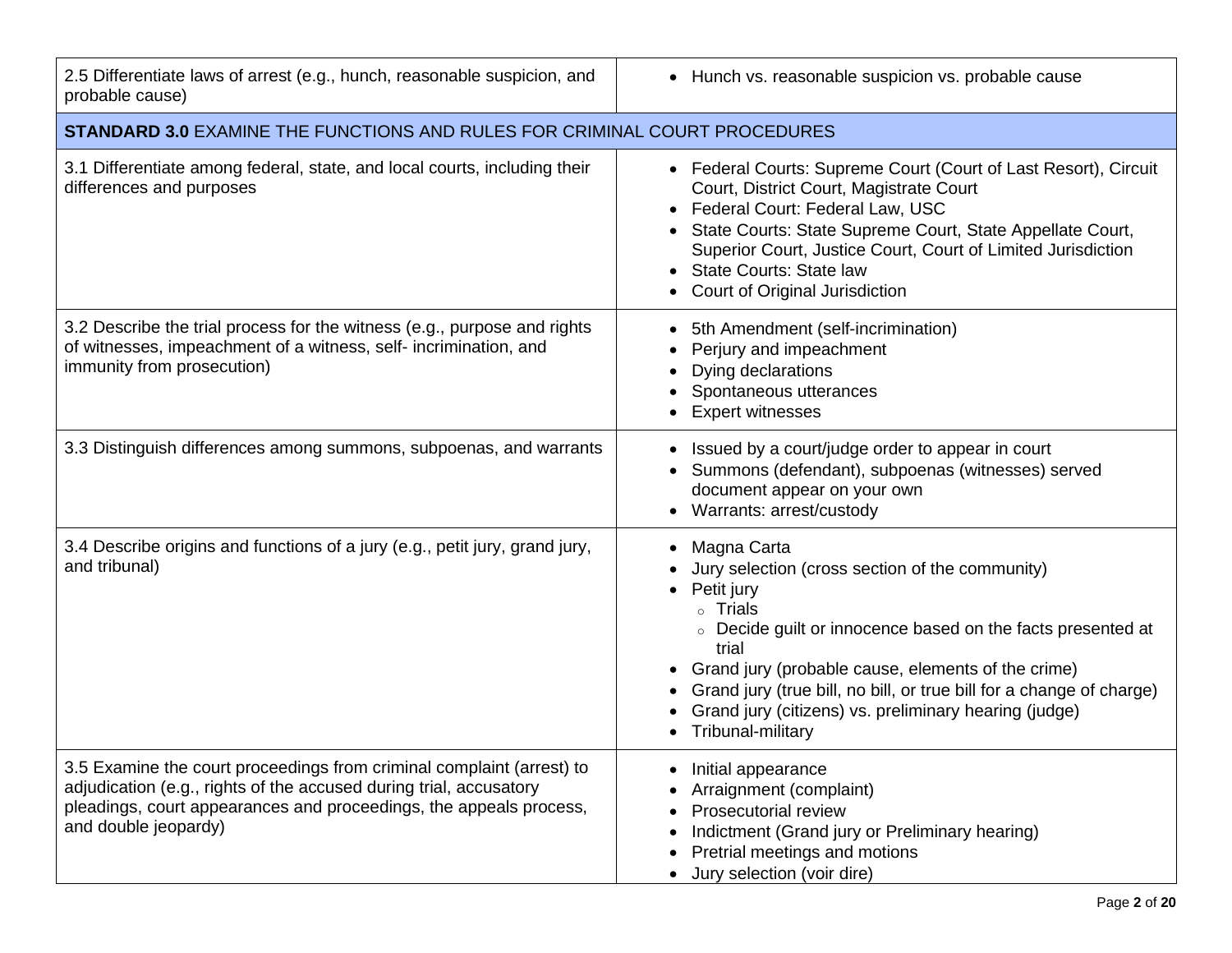| | |
|---|---|
| 2.5 Differentiate laws of arrest (e.g., hunch, reasonable suspicion, and probable cause) | • Hunch vs. reasonable suspicion vs. probable cause |
| **STANDARD 3.0** EXAMINE THE FUNCTIONS AND RULES FOR CRIMINAL COURT PROCEDURES | |
| 3.1 Differentiate among federal, state, and local courts, including their differences and purposes | • Federal Courts: Supreme Court (Court of Last Resort), Circuit Court, District Court, Magistrate Court<br>• Federal Court: Federal Law, USC<br>• State Courts: State Supreme Court, State Appellate Court, Superior Court, Justice Court, Court of Limited Jurisdiction<br>• State Courts: State law<br>• Court of Original Jurisdiction |
| 3.2 Describe the trial process for the witness (e.g., purpose and rights of witnesses, impeachment of a witness, self- incrimination, and immunity from prosecution) | • 5th Amendment (self-incrimination)<br>• Perjury and impeachment<br>• Dying declarations<br>• Spontaneous utterances<br>• Expert witnesses |
| 3.3 Distinguish differences among summons, subpoenas, and warrants | • Issued by a court/judge order to appear in court<br>• Summons (defendant), subpoenas (witnesses) served document appear on your own<br>• Warrants: arrest/custody |
| 3.4 Describe origins and functions of a jury (e.g., petit jury, grand jury, and tribunal) | • Magna Carta<br>• Jury selection (cross section of the community)<br>• Petit jury<br>&nbsp;&nbsp;&nbsp;&nbsp;○ Trials<br>&nbsp;&nbsp;&nbsp;&nbsp;○ Decide guilt or innocence based on the facts presented at trial<br>• Grand jury (probable cause, elements of the crime)<br>• Grand jury (true bill, no bill, or true bill for a change of charge)<br>• Grand jury (citizens) vs. preliminary hearing (judge)<br>• Tribunal-military |
| 3.5 Examine the court proceedings from criminal complaint (arrest) to adjudication (e.g., rights of the accused during trial, accusatory pleadings, court appearances and proceedings, the appeals process, and double jeopardy) | • Initial appearance<br>• Arraignment (complaint)<br>• Prosecutorial review<br>• Indictment (Grand jury or Preliminary hearing)<br>• Pretrial meetings and motions<br>• Jury selection (voir dire) |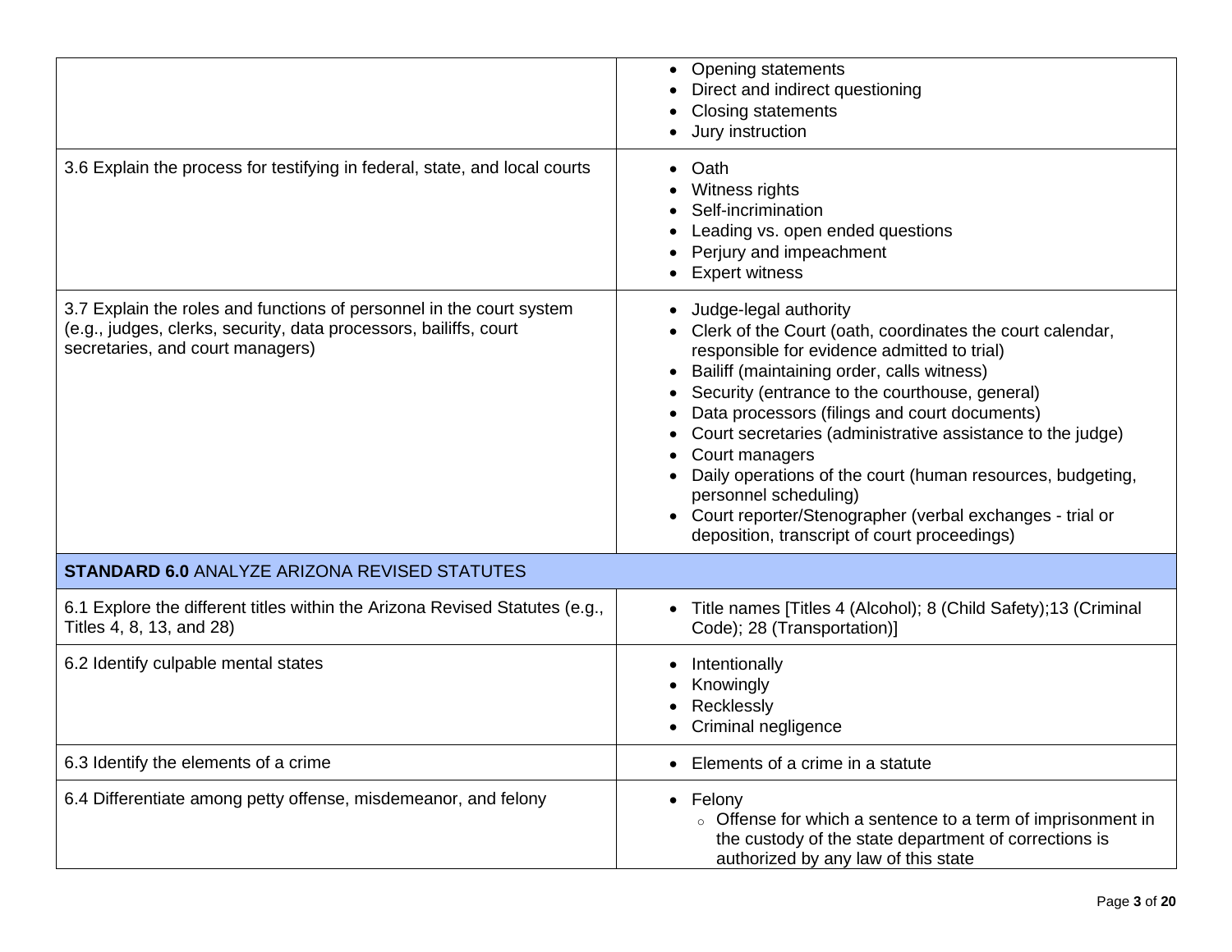| | |
|---|---|
| | • Opening statements<br>• Direct and indirect questioning<br>• Closing statements<br>• Jury instruction |
| 3.6 Explain the process for testifying in federal, state, and local courts | • Oath<br>• Witness rights<br>• Self-incrimination<br>• Leading vs. open ended questions<br>• Perjury and impeachment<br>• Expert witness |
| 3.7 Explain the roles and functions of personnel in the court system (e.g., judges, clerks, security, data processors, bailiffs, court secretaries, and court managers) | • Judge-legal authority<br>• Clerk of the Court (oath, coordinates the court calendar, responsible for evidence admitted to trial)<br>• Bailiff (maintaining order, calls witness)<br>• Security (entrance to the courthouse, general)<br>• Data processors (filings and court documents)<br>• Court secretaries (administrative assistance to the judge)<br>• Court managers<br>• Daily operations of the court (human resources, budgeting, personnel scheduling)<br>• Court reporter/Stenographer (verbal exchanges - trial or deposition, transcript of court proceedings) |
| **STANDARD 6.0** ANALYZE ARIZONA REVISED STATUTES | |
| 6.1 Explore the different titles within the Arizona Revised Statutes (e.g., Titles 4, 8, 13, and 28) | • Title names [Titles 4 (Alcohol); 8 (Child Safety);13 (Criminal Code); 28 (Transportation)] |
| 6.2 Identify culpable mental states | • Intentionally<br>• Knowingly<br>• Recklessly<br>• Criminal negligence |
| 6.3 Identify the elements of a crime | • Elements of a crime in a statute |
| 6.4 Differentiate among petty offense, misdemeanor, and felony | • Felony<br>&nbsp;&nbsp;&nbsp;&nbsp;○ Offense for which a sentence to a term of imprisonment in the custody of the state department of corrections is authorized by any law of this state |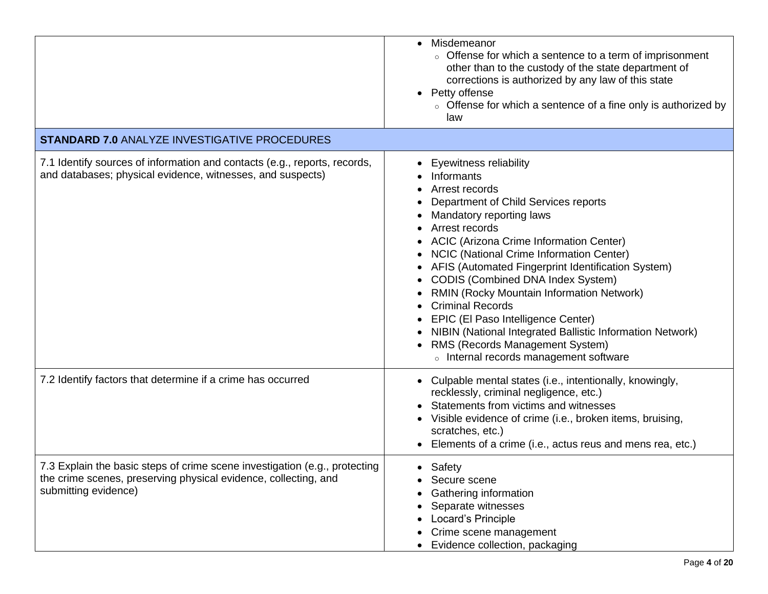| | |
|---|---|
| | • Misdemeanor<br>  ◦ Offense for which a sentence to a term of imprisonment other than to the custody of the state department of corrections is authorized by any law of this state<br>• Petty offense<br>  ◦ Offense for which a sentence of a fine only is authorized by law |
| **STANDARD 7.0** ANALYZE INVESTIGATIVE PROCEDURES | |
| 7.1 Identify sources of information and contacts (e.g., reports, records, and databases; physical evidence, witnesses, and suspects) | • Eyewitness reliability<br>• Informants<br>• Arrest records<br>• Department of Child Services reports<br>• Mandatory reporting laws<br>• Arrest records<br>• ACIC (Arizona Crime Information Center)<br>• NCIC (National Crime Information Center)<br>• AFIS (Automated Fingerprint Identification System)<br>• CODIS (Combined DNA Index System)<br>• RMIN (Rocky Mountain Information Network)<br>• Criminal Records<br>• EPIC (El Paso Intelligence Center)<br>• NIBIN (National Integrated Ballistic Information Network)<br>• RMS (Records Management System)<br>  ◦ Internal records management software |
| 7.2 Identify factors that determine if a crime has occurred | • Culpable mental states (i.e., intentionally, knowingly, recklessly, criminal negligence, etc.)<br>• Statements from victims and witnesses<br>• Visible evidence of crime (i.e., broken items, bruising, scratches, etc.)<br>• Elements of a crime (i.e., actus reus and mens rea, etc.) |
| 7.3 Explain the basic steps of crime scene investigation (e.g., protecting the crime scenes, preserving physical evidence, collecting, and submitting evidence) | • Safety<br>• Secure scene<br>• Gathering information<br>• Separate witnesses<br>• Locard's Principle<br>• Crime scene management<br>• Evidence collection, packaging |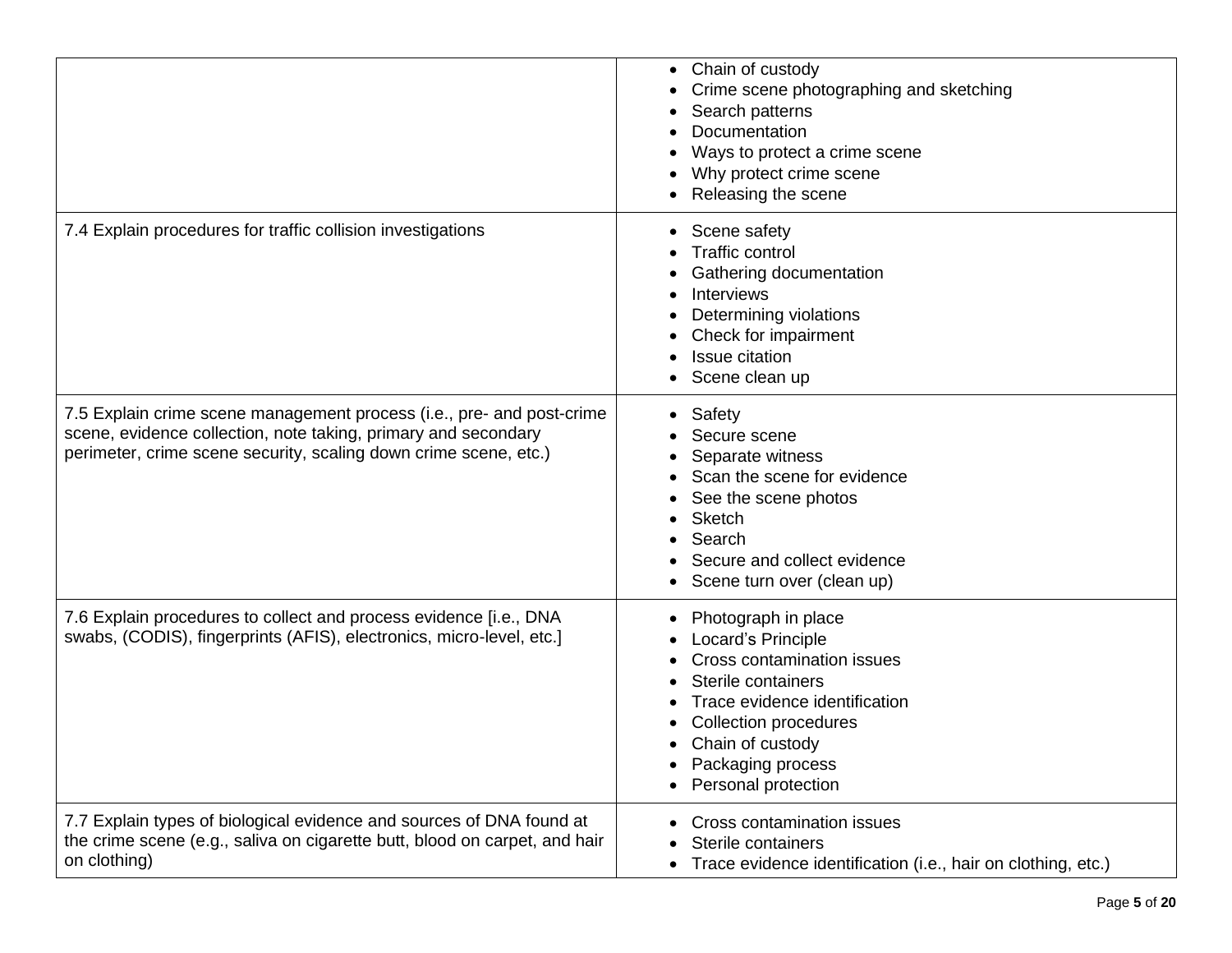| | |
|---|---|
| | • Chain of custody<br>• Crime scene photographing and sketching<br>• Search patterns<br>• Documentation<br>• Ways to protect a crime scene<br>• Why protect crime scene<br>• Releasing the scene |
| 7.4 Explain procedures for traffic collision investigations | • Scene safety<br>• Traffic control<br>• Gathering documentation<br>• Interviews<br>• Determining violations<br>• Check for impairment<br>• Issue citation<br>• Scene clean up |
| 7.5 Explain crime scene management process (i.e., pre- and post-crime scene, evidence collection, note taking, primary and secondary perimeter, crime scene security, scaling down crime scene, etc.) | • Safety<br>• Secure scene<br>• Separate witness<br>• Scan the scene for evidence<br>• See the scene photos<br>• Sketch<br>• Search<br>• Secure and collect evidence<br>• Scene turn over (clean up) |
| 7.6 Explain procedures to collect and process evidence [i.e., DNA swabs, (CODIS), fingerprints (AFIS), electronics, micro-level, etc.] | • Photograph in place<br>• Locard's Principle<br>• Cross contamination issues<br>• Sterile containers<br>• Trace evidence identification<br>• Collection procedures<br>• Chain of custody<br>• Packaging process<br>• Personal protection |
| 7.7 Explain types of biological evidence and sources of DNA found at the crime scene (e.g., saliva on cigarette butt, blood on carpet, and hair on clothing) | • Cross contamination issues<br>• Sterile containers<br>• Trace evidence identification (i.e., hair on clothing, etc.) |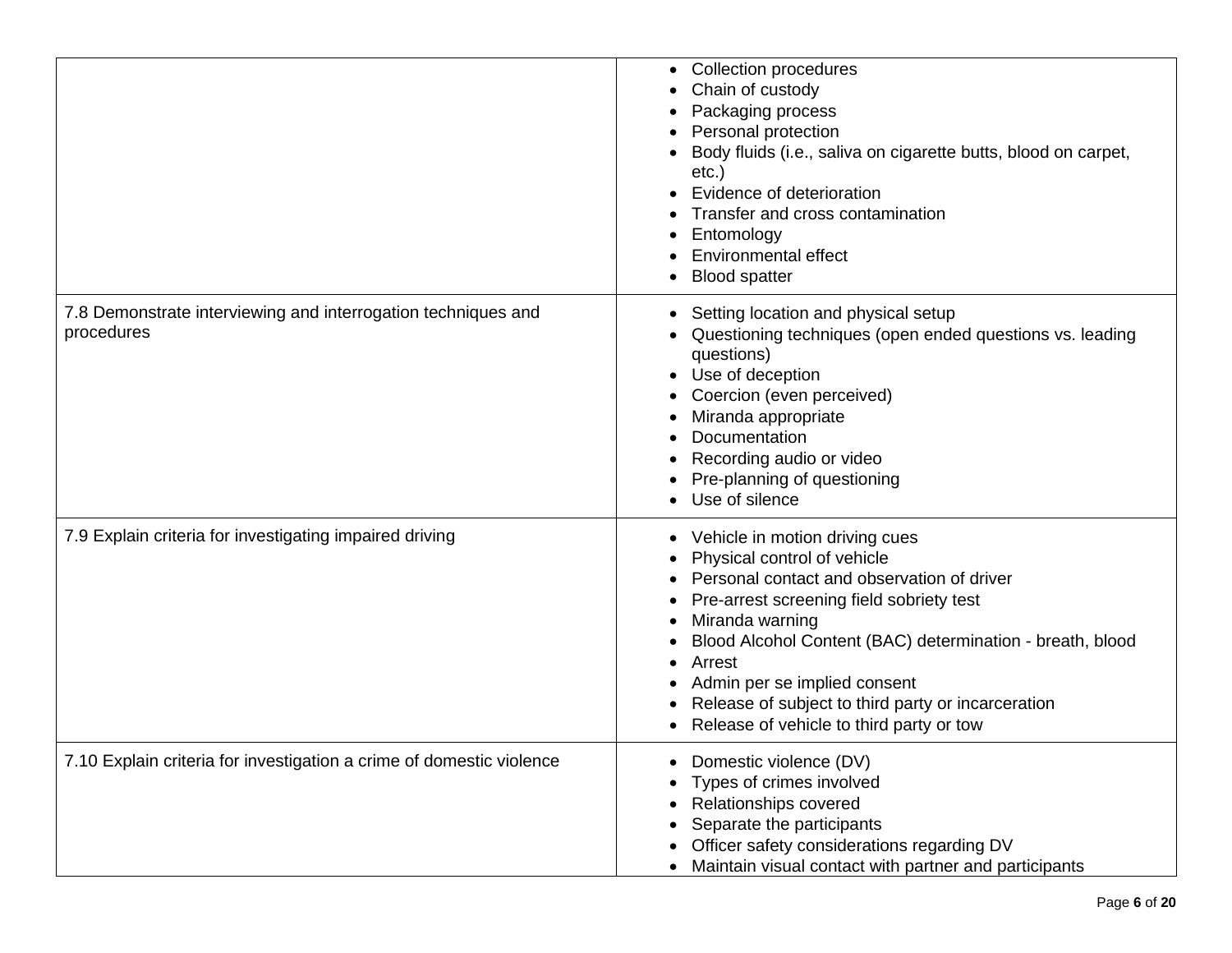| | |
|---|---|
| | • Collection procedures<br>• Chain of custody<br>• Packaging process<br>• Personal protection<br>• Body fluids (i.e., saliva on cigarette butts, blood on carpet, etc.)<br>• Evidence of deterioration<br>• Transfer and cross contamination<br>• Entomology<br>• Environmental effect<br>• Blood spatter |
| 7.8 Demonstrate interviewing and interrogation techniques and procedures | • Setting location and physical setup<br>• Questioning techniques (open ended questions vs. leading questions)<br>• Use of deception<br>• Coercion (even perceived)<br>• Miranda appropriate<br>• Documentation<br>• Recording audio or video<br>• Pre-planning of questioning<br>• Use of silence |
| 7.9 Explain criteria for investigating impaired driving | • Vehicle in motion driving cues<br>• Physical control of vehicle<br>• Personal contact and observation of driver<br>• Pre-arrest screening field sobriety test<br>• Miranda warning<br>• Blood Alcohol Content (BAC) determination - breath, blood<br>• Arrest<br>• Admin per se implied consent<br>• Release of subject to third party or incarceration<br>• Release of vehicle to third party or tow |
| 7.10 Explain criteria for investigation a crime of domestic violence | • Domestic violence (DV)<br>• Types of crimes involved<br>• Relationships covered<br>• Separate the participants<br>• Officer safety considerations regarding DV<br>• Maintain visual contact with partner and participants |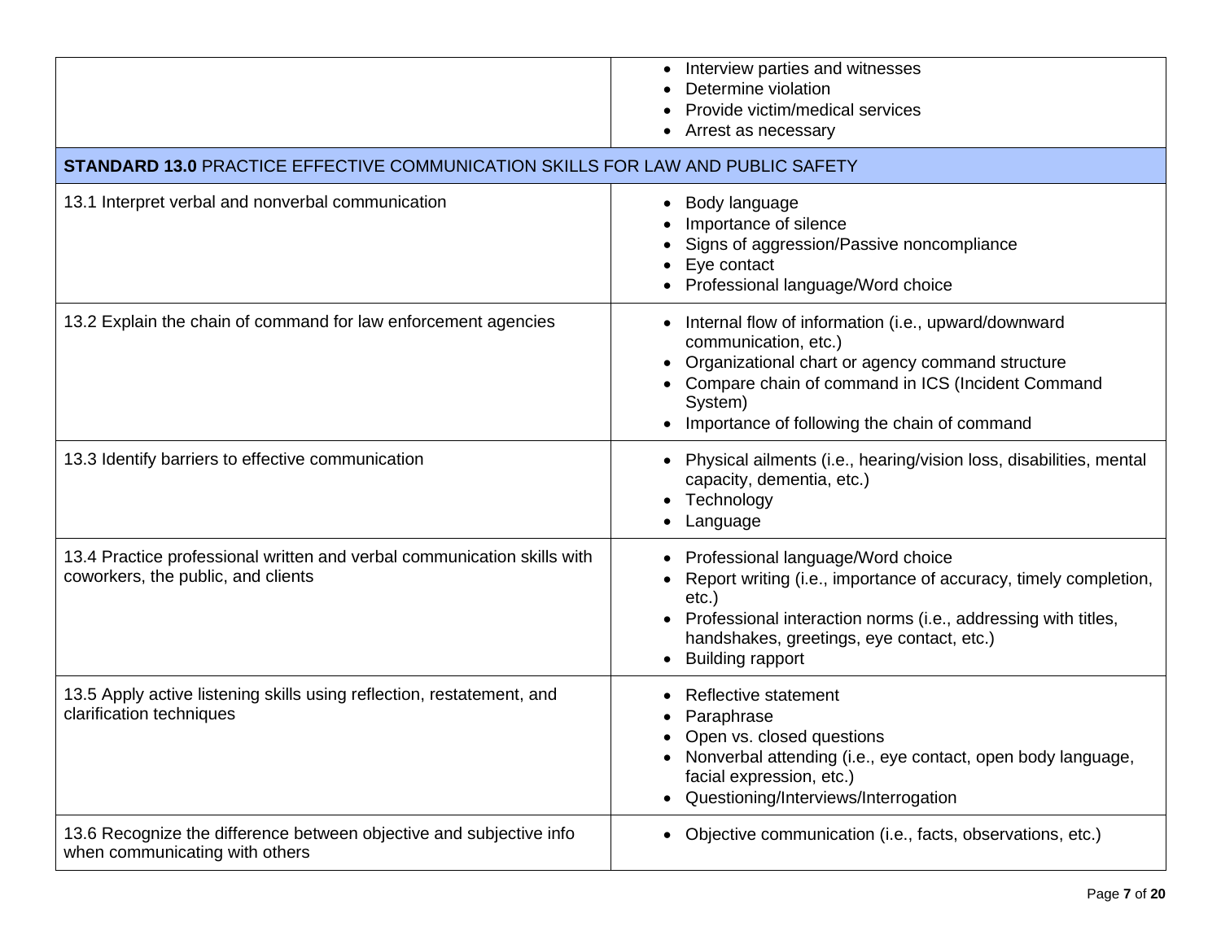| | |
|---|---|
| | • Interview parties and witnesses<br>• Determine violation<br>• Provide victim/medical services<br>• Arrest as necessary |
| **STANDARD 13.0** PRACTICE EFFECTIVE COMMUNICATION SKILLS FOR LAW AND PUBLIC SAFETY | |
| 13.1 Interpret verbal and nonverbal communication | • Body language<br>• Importance of silence<br>• Signs of aggression/Passive noncompliance<br>• Eye contact<br>• Professional language/Word choice |
| 13.2 Explain the chain of command for law enforcement agencies | • Internal flow of information (i.e., upward/downward communication, etc.)<br>• Organizational chart or agency command structure<br>• Compare chain of command in ICS (Incident Command System)<br>• Importance of following the chain of command |
| 13.3 Identify barriers to effective communication | • Physical ailments (i.e., hearing/vision loss, disabilities, mental capacity, dementia, etc.)<br>• Technology<br>• Language |
| 13.4 Practice professional written and verbal communication skills with coworkers, the public, and clients | • Professional language/Word choice<br>• Report writing (i.e., importance of accuracy, timely completion, etc.)<br>• Professional interaction norms (i.e., addressing with titles, handshakes, greetings, eye contact, etc.)<br>• Building rapport |
| 13.5 Apply active listening skills using reflection, restatement, and clarification techniques | • Reflective statement<br>• Paraphrase<br>• Open vs. closed questions<br>• Nonverbal attending (i.e., eye contact, open body language, facial expression, etc.)<br>• Questioning/Interviews/Interrogation |
| 13.6 Recognize the difference between objective and subjective info when communicating with others | • Objective communication (i.e., facts, observations, etc.) |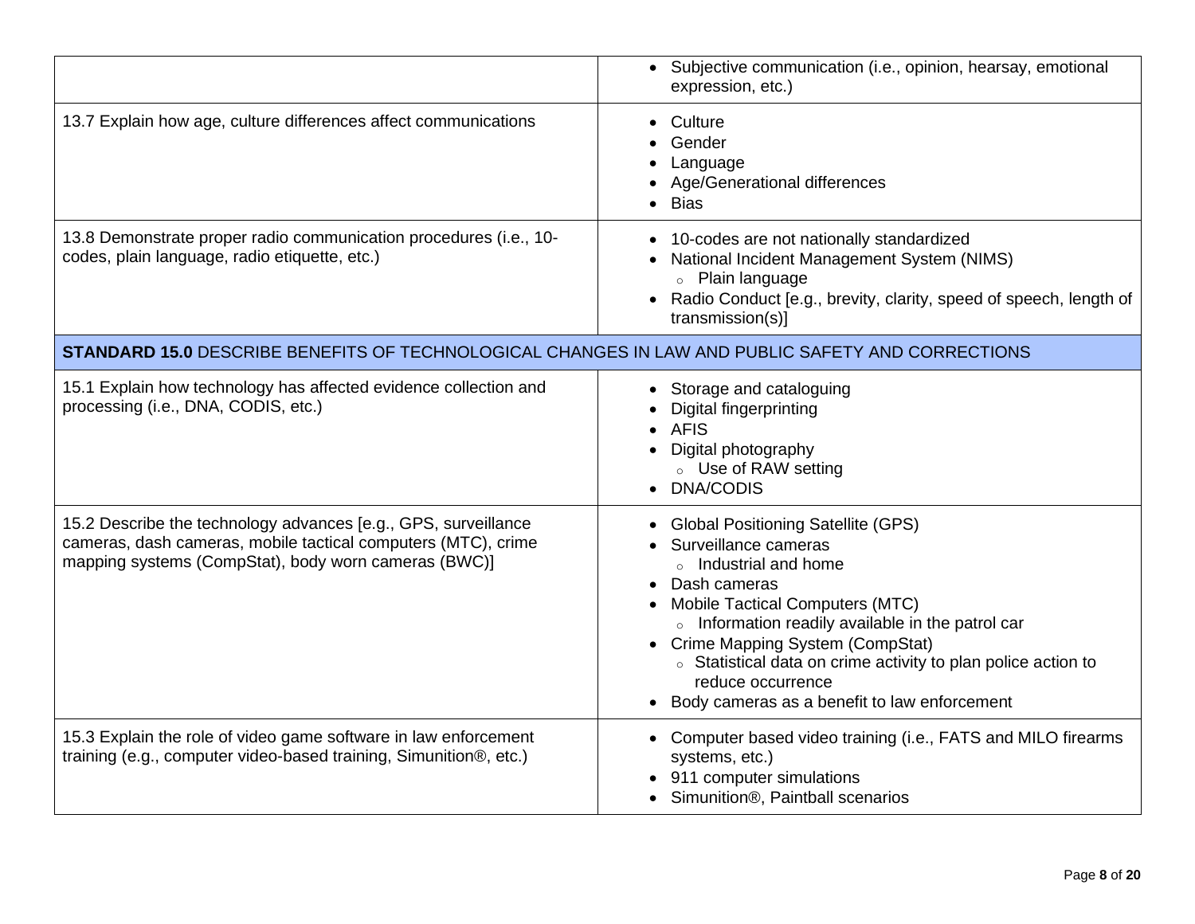| | |
|---|---|
| | • Subjective communication (i.e., opinion, hearsay, emotional expression, etc.) |
| 13.7 Explain how age, culture differences affect communications | • Culture<br>• Gender<br>• Language<br>• Age/Generational differences<br>• Bias |
| 13.8 Demonstrate proper radio communication procedures (i.e., 10-codes, plain language, radio etiquette, etc.) | • 10-codes are not nationally standardized<br>• National Incident Management System (NIMS)<br>  ◦ Plain language<br>• Radio Conduct [e.g., brevity, clarity, speed of speech, length of transmission(s)] |
| **STANDARD 15.0** DESCRIBE BENEFITS OF TECHNOLOGICAL CHANGES IN LAW AND PUBLIC SAFETY AND CORRECTIONS | |
| 15.1 Explain how technology has affected evidence collection and processing (i.e., DNA, CODIS, etc.) | • Storage and cataloguing<br>• Digital fingerprinting<br>• AFIS<br>• Digital photography<br>  ◦ Use of RAW setting<br>• DNA/CODIS |
| 15.2 Describe the technology advances [e.g., GPS, surveillance cameras, dash cameras, mobile tactical computers (MTC), crime mapping systems (CompStat), body worn cameras (BWC)] | • Global Positioning Satellite (GPS)<br>• Surveillance cameras<br>  ◦ Industrial and home<br>• Dash cameras<br>• Mobile Tactical Computers (MTC)<br>  ◦ Information readily available in the patrol car<br>• Crime Mapping System (CompStat)<br>  ◦ Statistical data on crime activity to plan police action to reduce occurrence<br>• Body cameras as a benefit to law enforcement |
| 15.3 Explain the role of video game software in law enforcement training (e.g., computer video-based training, Simunition®, etc.) | • Computer based video training (i.e., FATS and MILO firearms systems, etc.)<br>• 911 computer simulations<br>• Simunition®, Paintball scenarios |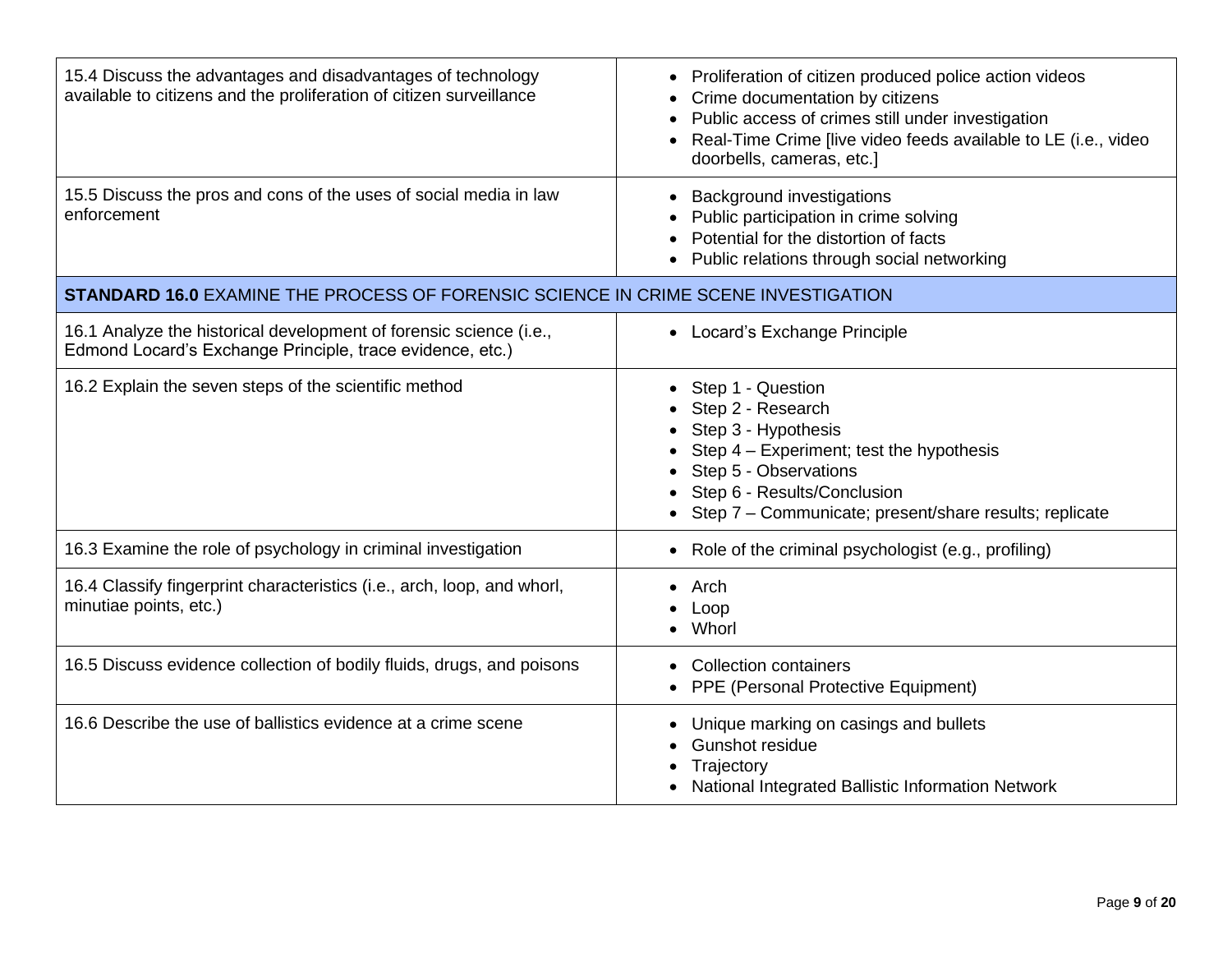| | |
|---|---|
| 15.4 Discuss the advantages and disadvantages of technology available to citizens and the proliferation of citizen surveillance | • Proliferation of citizen produced police action videos<br>• Crime documentation by citizens<br>• Public access of crimes still under investigation<br>• Real-Time Crime [live video feeds available to LE (i.e., video doorbells, cameras, etc.] |
| 15.5 Discuss the pros and cons of the uses of social media in law enforcement | • Background investigations<br>• Public participation in crime solving<br>• Potential for the distortion of facts<br>• Public relations through social networking |
| **STANDARD 16.0** EXAMINE THE PROCESS OF FORENSIC SCIENCE IN CRIME SCENE INVESTIGATION | |
| 16.1 Analyze the historical development of forensic science (i.e., Edmond Locard's Exchange Principle, trace evidence, etc.) | • Locard's Exchange Principle |
| 16.2 Explain the seven steps of the scientific method | • Step 1 - Question<br>• Step 2 - Research<br>• Step 3 - Hypothesis<br>• Step 4 – Experiment; test the hypothesis<br>• Step 5 - Observations<br>• Step 6 - Results/Conclusion<br>• Step 7 – Communicate; present/share results; replicate |
| 16.3 Examine the role of psychology in criminal investigation | • Role of the criminal psychologist (e.g., profiling) |
| 16.4 Classify fingerprint characteristics (i.e., arch, loop, and whorl, minutiae points, etc.) | • Arch<br>• Loop<br>• Whorl |
| 16.5 Discuss evidence collection of bodily fluids, drugs, and poisons | • Collection containers<br>• PPE (Personal Protective Equipment) |
| 16.6 Describe the use of ballistics evidence at a crime scene | • Unique marking on casings and bullets<br>• Gunshot residue<br>• Trajectory<br>• National Integrated Ballistic Information Network |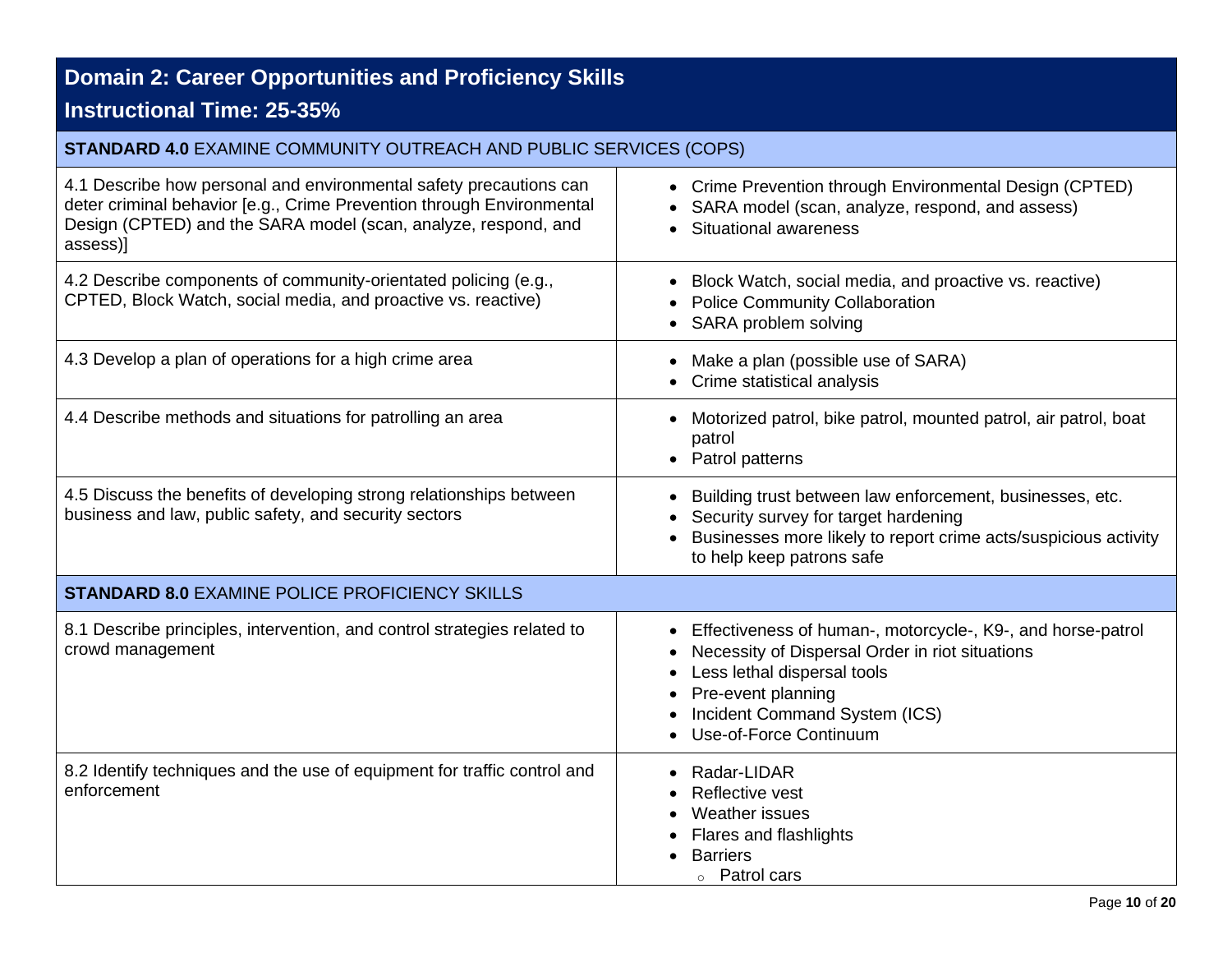## Domain 2: Career Opportunities and Proficiency Skills

## Instructional Time: 25-35%

| **STANDARD 4.0** EXAMINE COMMUNITY OUTREACH AND PUBLIC SERVICES (COPS) | |
|---|---|
| 4.1 Describe how personal and environmental safety precautions can deter criminal behavior [e.g., Crime Prevention through Environmental Design (CPTED) and the SARA model (scan, analyze, respond, and assess)] | • Crime Prevention through Environmental Design (CPTED)<br>• SARA model (scan, analyze, respond, and assess)<br>• Situational awareness |
| 4.2 Describe components of community-orientated policing (e.g., CPTED, Block Watch, social media, and proactive vs. reactive) | • Block Watch, social media, and proactive vs. reactive)<br>• Police Community Collaboration<br>• SARA problem solving |
| 4.3 Develop a plan of operations for a high crime area | • Make a plan (possible use of SARA)<br>• Crime statistical analysis |
| 4.4 Describe methods and situations for patrolling an area | • Motorized patrol, bike patrol, mounted patrol, air patrol, boat patrol<br>• Patrol patterns |
| 4.5 Discuss the benefits of developing strong relationships between business and law, public safety, and security sectors | • Building trust between law enforcement, businesses, etc.<br>• Security survey for target hardening<br>• Businesses more likely to report crime acts/suspicious activity to help keep patrons safe |
| **STANDARD 8.0** EXAMINE POLICE PROFICIENCY SKILLS | |
| 8.1 Describe principles, intervention, and control strategies related to crowd management | • Effectiveness of human-, motorcycle-, K9-, and horse-patrol<br>• Necessity of Dispersal Order in riot situations<br>• Less lethal dispersal tools<br>• Pre-event planning<br>• Incident Command System (ICS)<br>• Use-of-Force Continuum |
| 8.2 Identify techniques and the use of equipment for traffic control and enforcement | • Radar-LIDAR<br>• Reflective vest<br>• Weather issues<br>• Flares and flashlights<br>• Barriers<br>&nbsp;&nbsp;&nbsp;&nbsp;○ Patrol cars |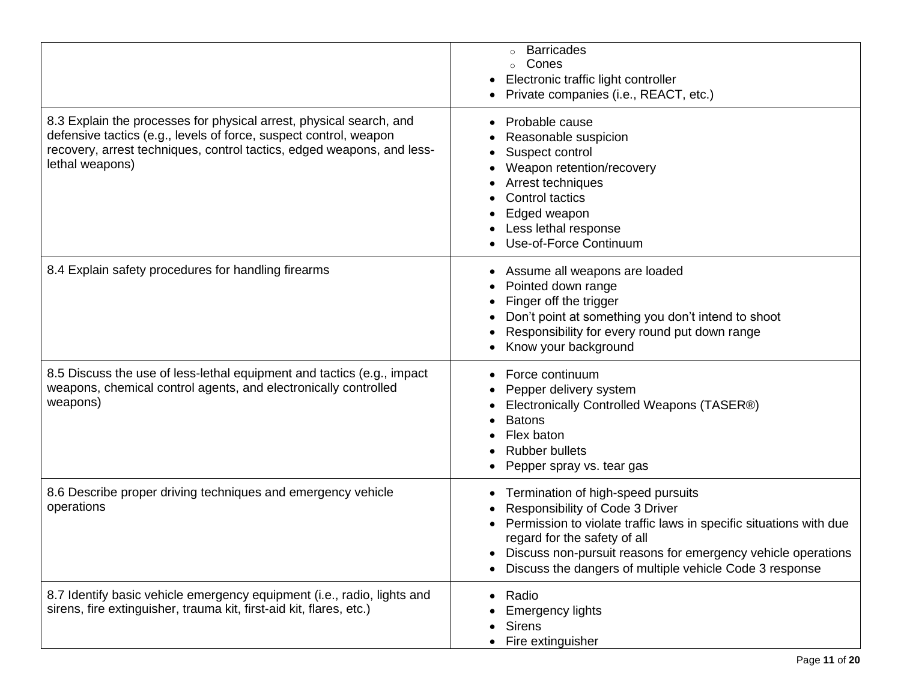| | |
|---|---|
| | ◦ Barricades<br>◦ Cones<br>• Electronic traffic light controller<br>• Private companies (i.e., REACT, etc.) |
| 8.3 Explain the processes for physical arrest, physical search, and defensive tactics (e.g., levels of force, suspect control, weapon recovery, arrest techniques, control tactics, edged weapons, and less-lethal weapons) | • Probable cause<br>• Reasonable suspicion<br>• Suspect control<br>• Weapon retention/recovery<br>• Arrest techniques<br>• Control tactics<br>• Edged weapon<br>• Less lethal response<br>• Use-of-Force Continuum |
| 8.4 Explain safety procedures for handling firearms | • Assume all weapons are loaded<br>• Pointed down range<br>• Finger off the trigger<br>• Don't point at something you don't intend to shoot<br>• Responsibility for every round put down range<br>• Know your background |
| 8.5 Discuss the use of less-lethal equipment and tactics (e.g., impact weapons, chemical control agents, and electronically controlled weapons) | • Force continuum<br>• Pepper delivery system<br>• Electronically Controlled Weapons (TASER®)<br>• Batons<br>• Flex baton<br>• Rubber bullets<br>• Pepper spray vs. tear gas |
| 8.6 Describe proper driving techniques and emergency vehicle operations | • Termination of high-speed pursuits<br>• Responsibility of Code 3 Driver<br>• Permission to violate traffic laws in specific situations with due regard for the safety of all<br>• Discuss non-pursuit reasons for emergency vehicle operations<br>• Discuss the dangers of multiple vehicle Code 3 response |
| 8.7 Identify basic vehicle emergency equipment (i.e., radio, lights and sirens, fire extinguisher, trauma kit, first-aid kit, flares, etc.) | • Radio<br>• Emergency lights<br>• Sirens<br>• Fire extinguisher |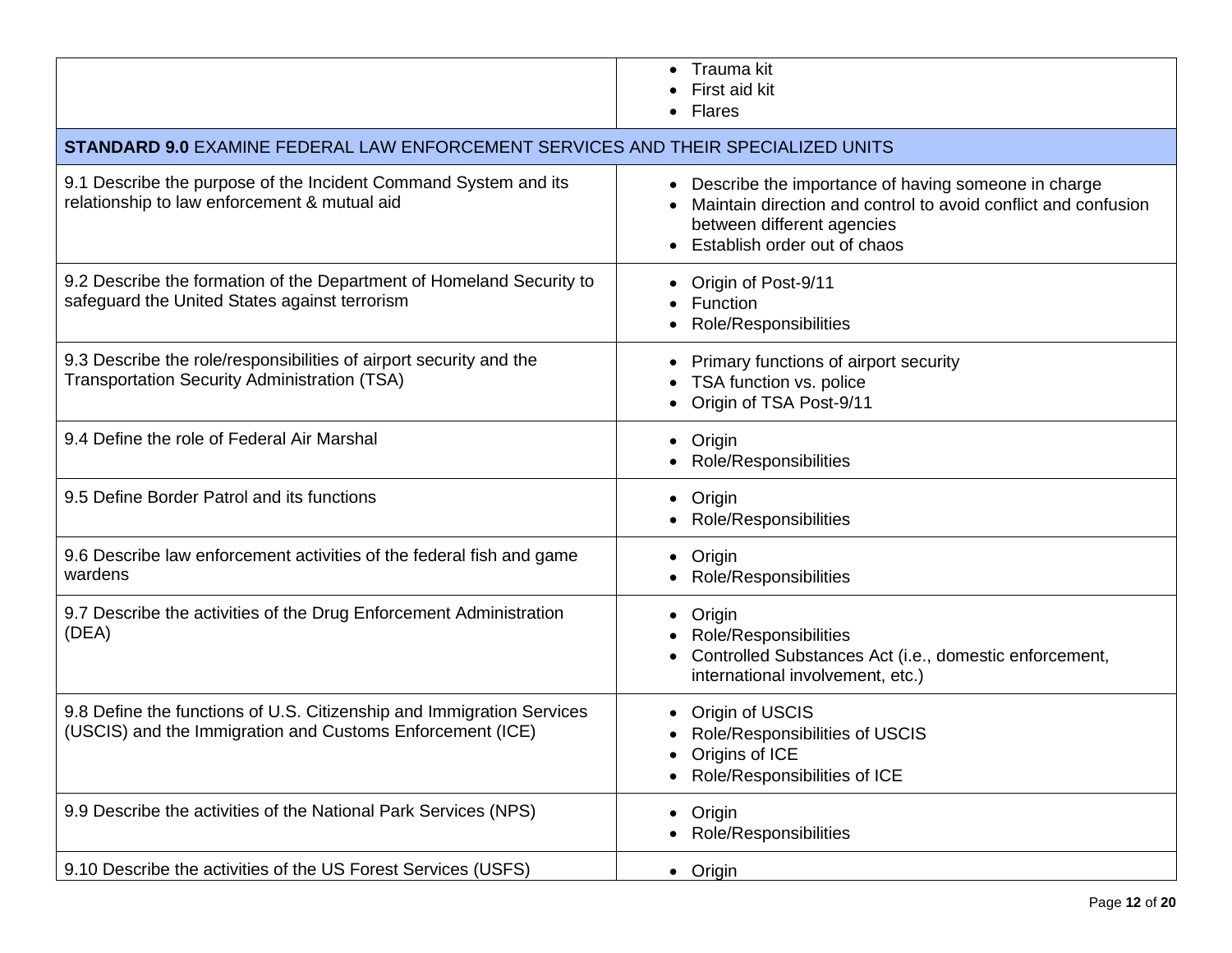| | |
|---|---|
| | • Trauma kit<br>• First aid kit<br>• Flares |
| **STANDARD 9.0** EXAMINE FEDERAL LAW ENFORCEMENT SERVICES AND THEIR SPECIALIZED UNITS | |
| 9.1 Describe the purpose of the Incident Command System and its relationship to law enforcement & mutual aid | • Describe the importance of having someone in charge<br>• Maintain direction and control to avoid conflict and confusion between different agencies<br>• Establish order out of chaos |
| 9.2 Describe the formation of the Department of Homeland Security to safeguard the United States against terrorism | • Origin of Post-9/11<br>• Function<br>• Role/Responsibilities |
| 9.3 Describe the role/responsibilities of airport security and the Transportation Security Administration (TSA) | • Primary functions of airport security<br>• TSA function vs. police<br>• Origin of TSA Post-9/11 |
| 9.4 Define the role of Federal Air Marshal | • Origin<br>• Role/Responsibilities |
| 9.5 Define Border Patrol and its functions | • Origin<br>• Role/Responsibilities |
| 9.6 Describe law enforcement activities of the federal fish and game wardens | • Origin<br>• Role/Responsibilities |
| 9.7 Describe the activities of the Drug Enforcement Administration (DEA) | • Origin<br>• Role/Responsibilities<br>• Controlled Substances Act (i.e., domestic enforcement, international involvement, etc.) |
| 9.8 Define the functions of U.S. Citizenship and Immigration Services (USCIS) and the Immigration and Customs Enforcement (ICE) | • Origin of USCIS<br>• Role/Responsibilities of USCIS<br>• Origins of ICE<br>• Role/Responsibilities of ICE |
| 9.9 Describe the activities of the National Park Services (NPS) | • Origin<br>• Role/Responsibilities |
| 9.10 Describe the activities of the US Forest Services (USFS) | • Origin |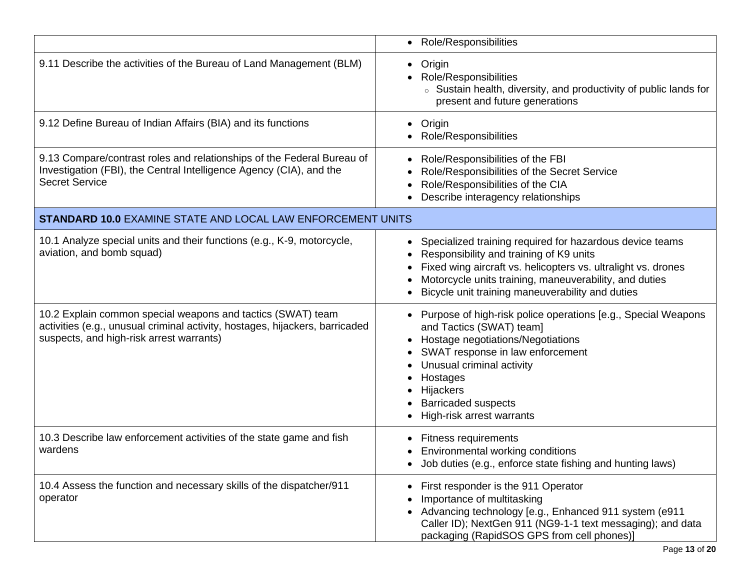| | |
|---|---|
| | • Role/Responsibilities |
| 9.11 Describe the activities of the Bureau of Land Management (BLM) | • Origin<br>• Role/Responsibilities<br>  ◦ Sustain health, diversity, and productivity of public lands for present and future generations |
| 9.12 Define Bureau of Indian Affairs (BIA) and its functions | • Origin<br>• Role/Responsibilities |
| 9.13 Compare/contrast roles and relationships of the Federal Bureau of Investigation (FBI), the Central Intelligence Agency (CIA), and the Secret Service | • Role/Responsibilities of the FBI<br>• Role/Responsibilities of the Secret Service<br>• Role/Responsibilities of the CIA<br>• Describe interagency relationships |
| **STANDARD 10.0** EXAMINE STATE AND LOCAL LAW ENFORCEMENT UNITS | |
| 10.1 Analyze special units and their functions (e.g., K-9, motorcycle, aviation, and bomb squad) | • Specialized training required for hazardous device teams<br>• Responsibility and training of K9 units<br>• Fixed wing aircraft vs. helicopters vs. ultralight vs. drones<br>• Motorcycle units training, maneuverability, and duties<br>• Bicycle unit training maneuverability and duties |
| 10.2 Explain common special weapons and tactics (SWAT) team activities (e.g., unusual criminal activity, hostages, hijackers, barricaded suspects, and high-risk arrest warrants) | • Purpose of high-risk police operations [e.g., Special Weapons and Tactics (SWAT) team]<br>• Hostage negotiations/Negotiations<br>• SWAT response in law enforcement<br>• Unusual criminal activity<br>• Hostages<br>• Hijackers<br>• Barricaded suspects<br>• High-risk arrest warrants |
| 10.3 Describe law enforcement activities of the state game and fish wardens | • Fitness requirements<br>• Environmental working conditions<br>• Job duties (e.g., enforce state fishing and hunting laws) |
| 10.4 Assess the function and necessary skills of the dispatcher/911 operator | • First responder is the 911 Operator<br>• Importance of multitasking<br>• Advancing technology [e.g., Enhanced 911 system (e911 Caller ID); NextGen 911 (NG9-1-1 text messaging); and data packaging (RapidSOS GPS from cell phones)] |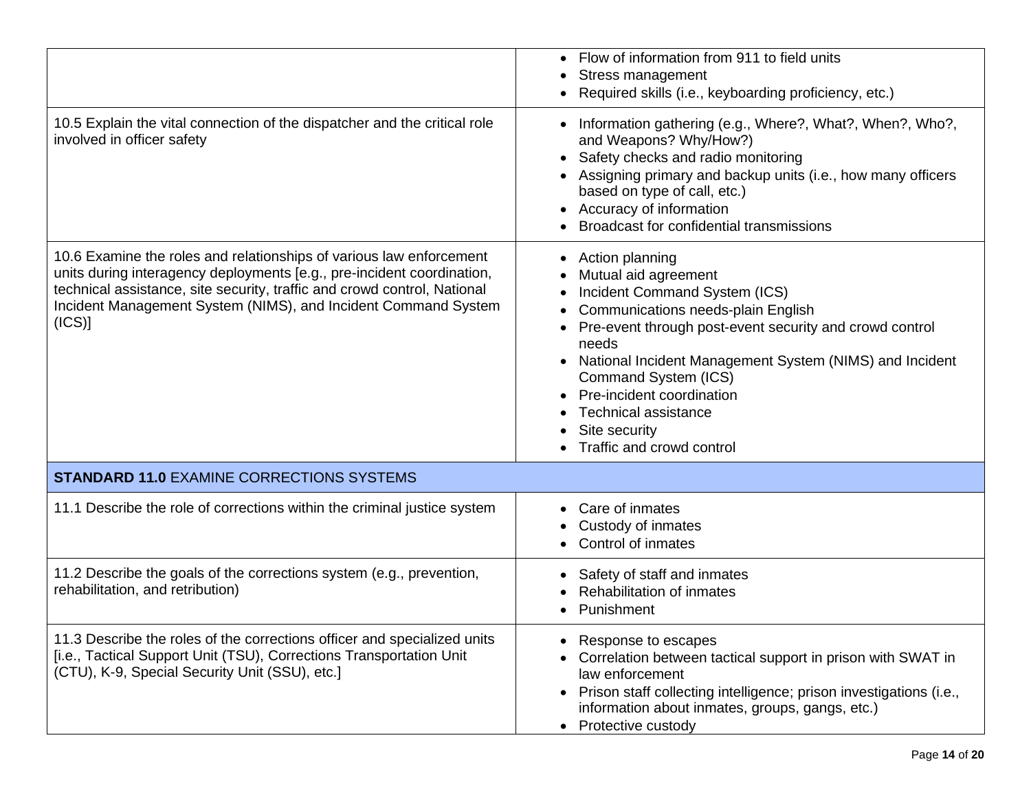| | |
|---|---|
| | • Flow of information from 911 to field units<br>• Stress management<br>• Required skills (i.e., keyboarding proficiency, etc.) |
| 10.5 Explain the vital connection of the dispatcher and the critical role involved in officer safety | • Information gathering (e.g., Where?, What?, When?, Who?, and Weapons? Why/How?)<br>• Safety checks and radio monitoring<br>• Assigning primary and backup units (i.e., how many officers based on type of call, etc.)<br>• Accuracy of information<br>• Broadcast for confidential transmissions |
| 10.6 Examine the roles and relationships of various law enforcement units during interagency deployments [e.g., pre-incident coordination, technical assistance, site security, traffic and crowd control, National Incident Management System (NIMS), and Incident Command System (ICS)] | • Action planning<br>• Mutual aid agreement<br>• Incident Command System (ICS)<br>• Communications needs-plain English<br>• Pre-event through post-event security and crowd control needs<br>• National Incident Management System (NIMS) and Incident Command System (ICS)<br>• Pre-incident coordination<br>• Technical assistance<br>• Site security<br>• Traffic and crowd control |
| **STANDARD 11.0** EXAMINE CORRECTIONS SYSTEMS | |
| 11.1 Describe the role of corrections within the criminal justice system | • Care of inmates<br>• Custody of inmates<br>• Control of inmates |
| 11.2 Describe the goals of the corrections system (e.g., prevention, rehabilitation, and retribution) | • Safety of staff and inmates<br>• Rehabilitation of inmates<br>• Punishment |
| 11.3 Describe the roles of the corrections officer and specialized units [i.e., Tactical Support Unit (TSU), Corrections Transportation Unit (CTU), K-9, Special Security Unit (SSU), etc.] | • Response to escapes<br>• Correlation between tactical support in prison with SWAT in law enforcement<br>• Prison staff collecting intelligence; prison investigations (i.e., information about inmates, groups, gangs, etc.)<br>• Protective custody |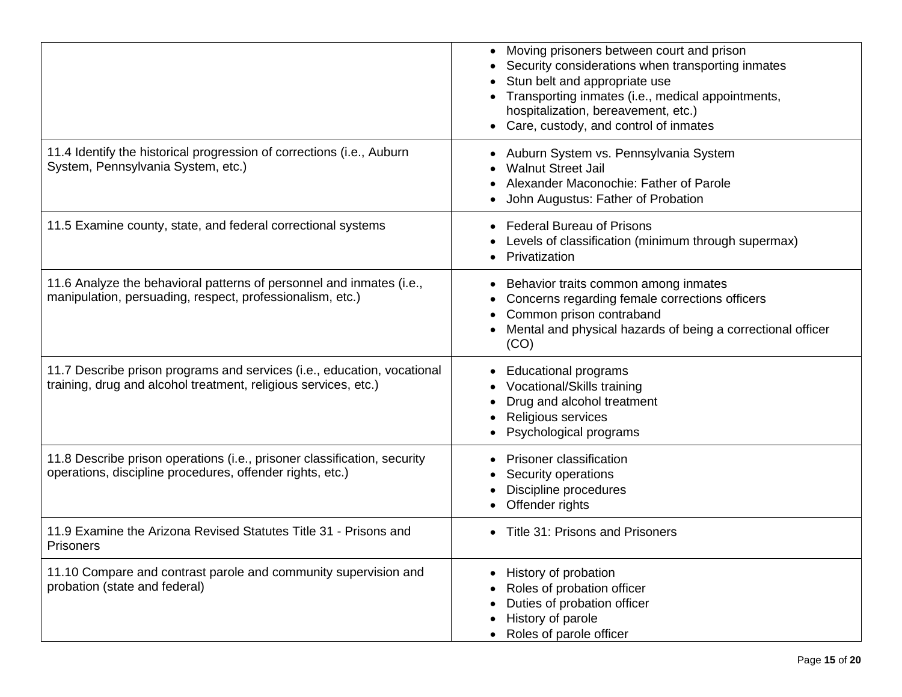| | |
|---|---|
| | • Moving prisoners between court and prison<br>• Security considerations when transporting inmates<br>• Stun belt and appropriate use<br>• Transporting inmates (i.e., medical appointments, hospitalization, bereavement, etc.)<br>• Care, custody, and control of inmates |
| 11.4 Identify the historical progression of corrections (i.e., Auburn System, Pennsylvania System, etc.) | • Auburn System vs. Pennsylvania System<br>• Walnut Street Jail<br>• Alexander Maconochie: Father of Parole<br>• John Augustus: Father of Probation |
| 11.5 Examine county, state, and federal correctional systems | • Federal Bureau of Prisons<br>• Levels of classification (minimum through supermax)<br>• Privatization |
| 11.6 Analyze the behavioral patterns of personnel and inmates (i.e., manipulation, persuading, respect, professionalism, etc.) | • Behavior traits common among inmates<br>• Concerns regarding female corrections officers<br>• Common prison contraband<br>• Mental and physical hazards of being a correctional officer (CO) |
| 11.7 Describe prison programs and services (i.e., education, vocational training, drug and alcohol treatment, religious services, etc.) | • Educational programs<br>• Vocational/Skills training<br>• Drug and alcohol treatment<br>• Religious services<br>• Psychological programs |
| 11.8 Describe prison operations (i.e., prisoner classification, security operations, discipline procedures, offender rights, etc.) | • Prisoner classification<br>• Security operations<br>• Discipline procedures<br>• Offender rights |
| 11.9 Examine the Arizona Revised Statutes Title 31 - Prisons and Prisoners | • Title 31: Prisons and Prisoners |
| 11.10 Compare and contrast parole and community supervision and probation (state and federal) | • History of probation<br>• Roles of probation officer<br>• Duties of probation officer<br>• History of parole<br>• Roles of parole officer |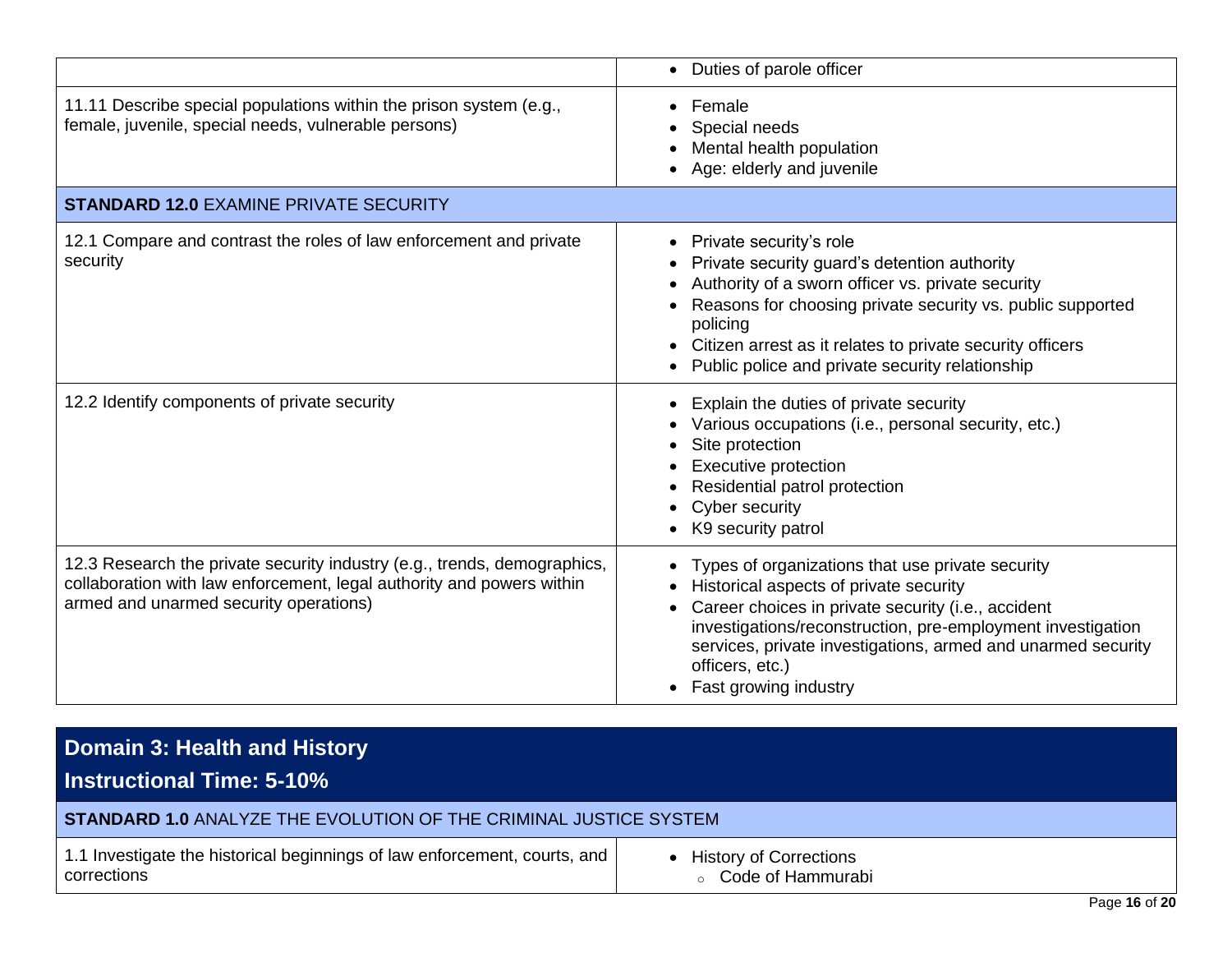| | |
|---|---|
| | • Duties of parole officer |
| 11.11 Describe special populations within the prison system (e.g., female, juvenile, special needs, vulnerable persons) | • Female<br>• Special needs<br>• Mental health population<br>• Age: elderly and juvenile |
| **STANDARD 12.0** EXAMINE PRIVATE SECURITY | |
| 12.1 Compare and contrast the roles of law enforcement and private security | • Private security's role<br>• Private security guard's detention authority<br>• Authority of a sworn officer vs. private security<br>• Reasons for choosing private security vs. public supported policing<br>• Citizen arrest as it relates to private security officers<br>• Public police and private security relationship |
| 12.2 Identify components of private security | • Explain the duties of private security<br>• Various occupations (i.e., personal security, etc.)<br>• Site protection<br>• Executive protection<br>• Residential patrol protection<br>• Cyber security<br>• K9 security patrol |
| 12.3 Research the private security industry (e.g., trends, demographics, collaboration with law enforcement, legal authority and powers within armed and unarmed security operations) | • Types of organizations that use private security<br>• Historical aspects of private security<br>• Career choices in private security (i.e., accident investigations/reconstruction, pre-employment investigation services, private investigations, armed and unarmed security officers, etc.)<br>• Fast growing industry |

## Domain 3: Health and History

## Instructional Time: 5-10%

| | |
|---|---|
| **STANDARD 1.0** ANALYZE THE EVOLUTION OF THE CRIMINAL JUSTICE SYSTEM | |
| 1.1 Investigate the historical beginnings of law enforcement, courts, and corrections | • History of Corrections<br>&nbsp;&nbsp;&nbsp;&nbsp;◦ Code of Hammurabi |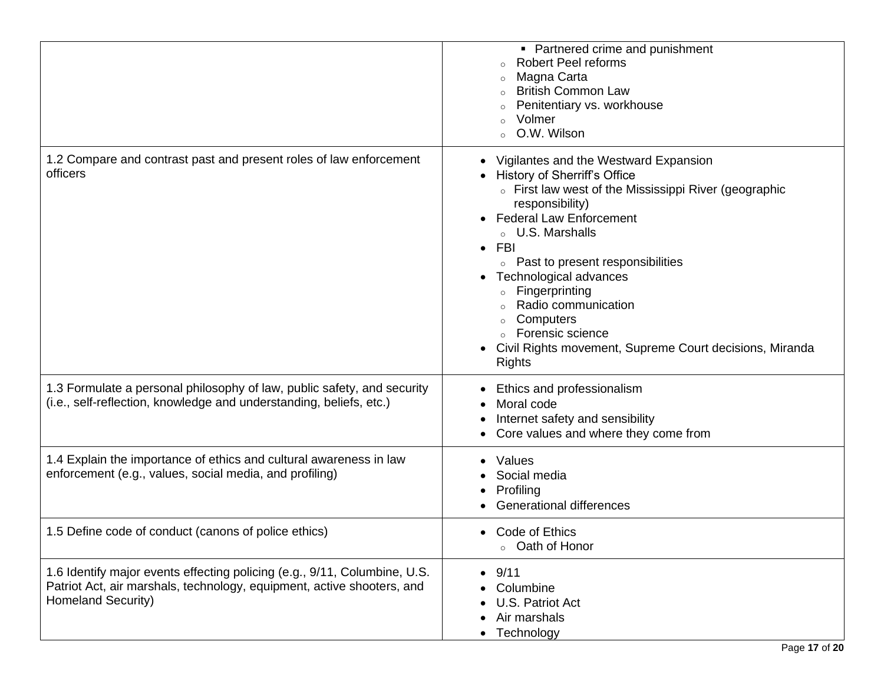| | |
|---|---|
| | ▪ Partnered crime and punishment<br>◦ Robert Peel reforms<br>◦ Magna Carta<br>◦ British Common Law<br>◦ Penitentiary vs. workhouse<br>◦ Volmer<br>◦ O.W. Wilson |
| 1.2 Compare and contrast past and present roles of law enforcement officers | • Vigilantes and the Westward Expansion<br>• History of Sherriff's Office<br>◦ First law west of the Mississippi River (geographic responsibility)<br>• Federal Law Enforcement<br>◦ U.S. Marshalls<br>• FBI<br>◦ Past to present responsibilities<br>• Technological advances<br>◦ Fingerprinting<br>◦ Radio communication<br>◦ Computers<br>◦ Forensic science<br>• Civil Rights movement, Supreme Court decisions, Miranda Rights |
| 1.3 Formulate a personal philosophy of law, public safety, and security (i.e., self-reflection, knowledge and understanding, beliefs, etc.) | • Ethics and professionalism<br>• Moral code<br>• Internet safety and sensibility<br>• Core values and where they come from |
| 1.4 Explain the importance of ethics and cultural awareness in law enforcement (e.g., values, social media, and profiling) | • Values<br>• Social media<br>• Profiling<br>• Generational differences |
| 1.5 Define code of conduct (canons of police ethics) | • Code of Ethics<br>◦ Oath of Honor |
| 1.6 Identify major events effecting policing (e.g., 9/11, Columbine, U.S. Patriot Act, air marshals, technology, equipment, active shooters, and Homeland Security) | • 9/11<br>• Columbine<br>• U.S. Patriot Act<br>• Air marshals<br>• Technology |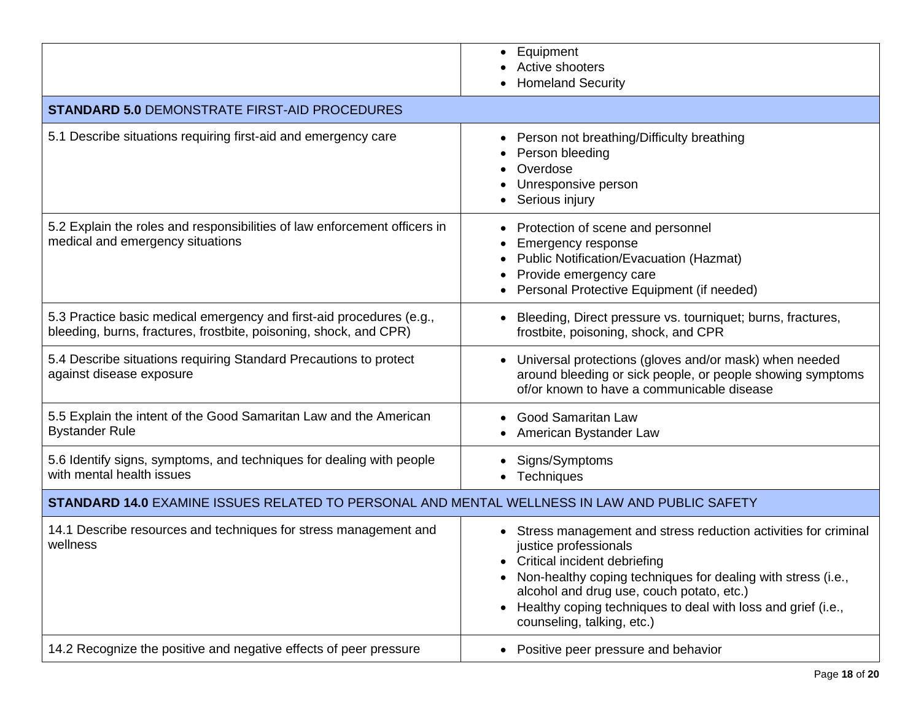| | |
|---|---|
| | • Equipment<br>• Active shooters<br>• Homeland Security |
| **STANDARD 5.0** DEMONSTRATE FIRST-AID PROCEDURES | |
| 5.1 Describe situations requiring first-aid and emergency care | • Person not breathing/Difficulty breathing<br>• Person bleeding<br>• Overdose<br>• Unresponsive person<br>• Serious injury |
| 5.2 Explain the roles and responsibilities of law enforcement officers in medical and emergency situations | • Protection of scene and personnel<br>• Emergency response<br>• Public Notification/Evacuation (Hazmat)<br>• Provide emergency care<br>• Personal Protective Equipment (if needed) |
| 5.3 Practice basic medical emergency and first-aid procedures (e.g., bleeding, burns, fractures, frostbite, poisoning, shock, and CPR) | • Bleeding, Direct pressure vs. tourniquet; burns, fractures, frostbite, poisoning, shock, and CPR |
| 5.4 Describe situations requiring Standard Precautions to protect against disease exposure | • Universal protections (gloves and/or mask) when needed around bleeding or sick people, or people showing symptoms of/or known to have a communicable disease |
| 5.5 Explain the intent of the Good Samaritan Law and the American Bystander Rule | • Good Samaritan Law<br>• American Bystander Law |
| 5.6 Identify signs, symptoms, and techniques for dealing with people with mental health issues | • Signs/Symptoms<br>• Techniques |
| **STANDARD 14.0** EXAMINE ISSUES RELATED TO PERSONAL AND MENTAL WELLNESS IN LAW AND PUBLIC SAFETY | |
| 14.1 Describe resources and techniques for stress management and wellness | • Stress management and stress reduction activities for criminal justice professionals<br>• Critical incident debriefing<br>• Non-healthy coping techniques for dealing with stress (i.e., alcohol and drug use, couch potato, etc.)<br>• Healthy coping techniques to deal with loss and grief (i.e., counseling, talking, etc.) |
| 14.2 Recognize the positive and negative effects of peer pressure | • Positive peer pressure and behavior |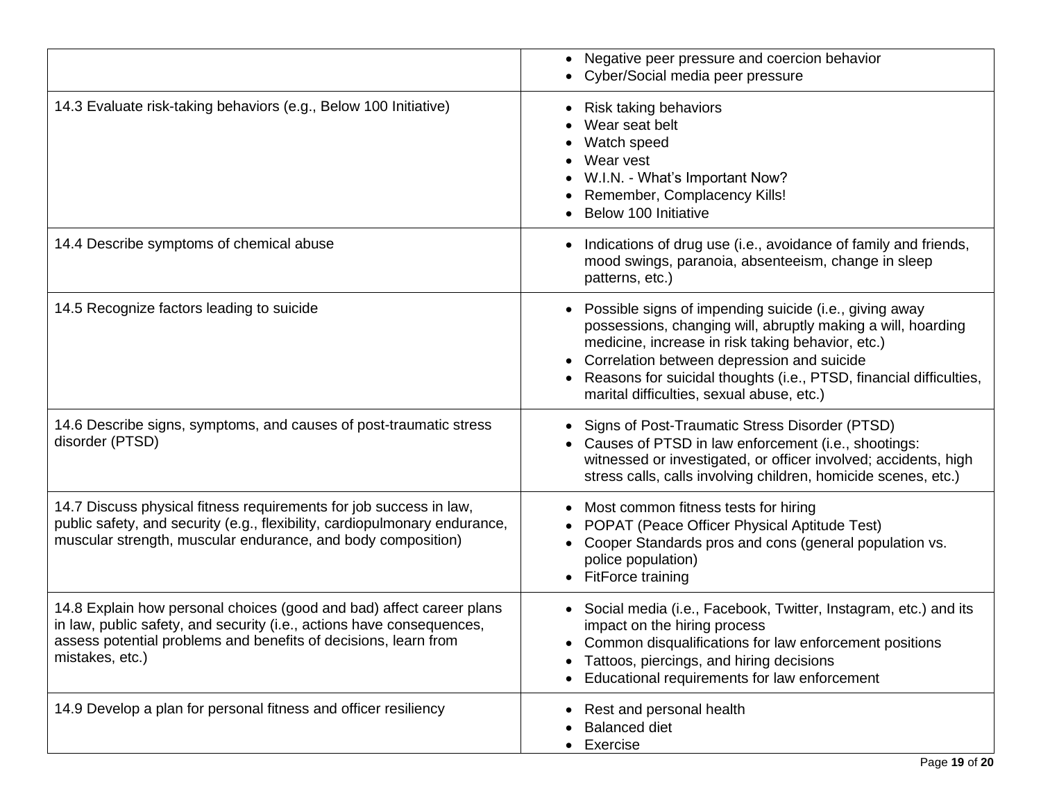| | |
|---|---|
| | • Negative peer pressure and coercion behavior<br>• Cyber/Social media peer pressure |
| 14.3 Evaluate risk-taking behaviors (e.g., Below 100 Initiative) | • Risk taking behaviors<br>• Wear seat belt<br>• Watch speed<br>• Wear vest<br>• W.I.N. - What's Important Now?<br>• Remember, Complacency Kills!<br>• Below 100 Initiative |
| 14.4 Describe symptoms of chemical abuse | • Indications of drug use (i.e., avoidance of family and friends, mood swings, paranoia, absenteeism, change in sleep patterns, etc.) |
| 14.5 Recognize factors leading to suicide | • Possible signs of impending suicide (i.e., giving away possessions, changing will, abruptly making a will, hoarding medicine, increase in risk taking behavior, etc.)<br>• Correlation between depression and suicide<br>• Reasons for suicidal thoughts (i.e., PTSD, financial difficulties, marital difficulties, sexual abuse, etc.) |
| 14.6 Describe signs, symptoms, and causes of post-traumatic stress disorder (PTSD) | • Signs of Post-Traumatic Stress Disorder (PTSD)<br>• Causes of PTSD in law enforcement (i.e., shootings: witnessed or investigated, or officer involved; accidents, high stress calls, calls involving children, homicide scenes, etc.) |
| 14.7 Discuss physical fitness requirements for job success in law, public safety, and security (e.g., flexibility, cardiopulmonary endurance, muscular strength, muscular endurance, and body composition) | • Most common fitness tests for hiring<br>• POPAT (Peace Officer Physical Aptitude Test)<br>• Cooper Standards pros and cons (general population vs. police population)<br>• FitForce training |
| 14.8 Explain how personal choices (good and bad) affect career plans in law, public safety, and security (i.e., actions have consequences, assess potential problems and benefits of decisions, learn from mistakes, etc.) | • Social media (i.e., Facebook, Twitter, Instagram, etc.) and its impact on the hiring process<br>• Common disqualifications for law enforcement positions<br>• Tattoos, piercings, and hiring decisions<br>• Educational requirements for law enforcement |
| 14.9 Develop a plan for personal fitness and officer resiliency | • Rest and personal health<br>• Balanced diet<br>• Exercise |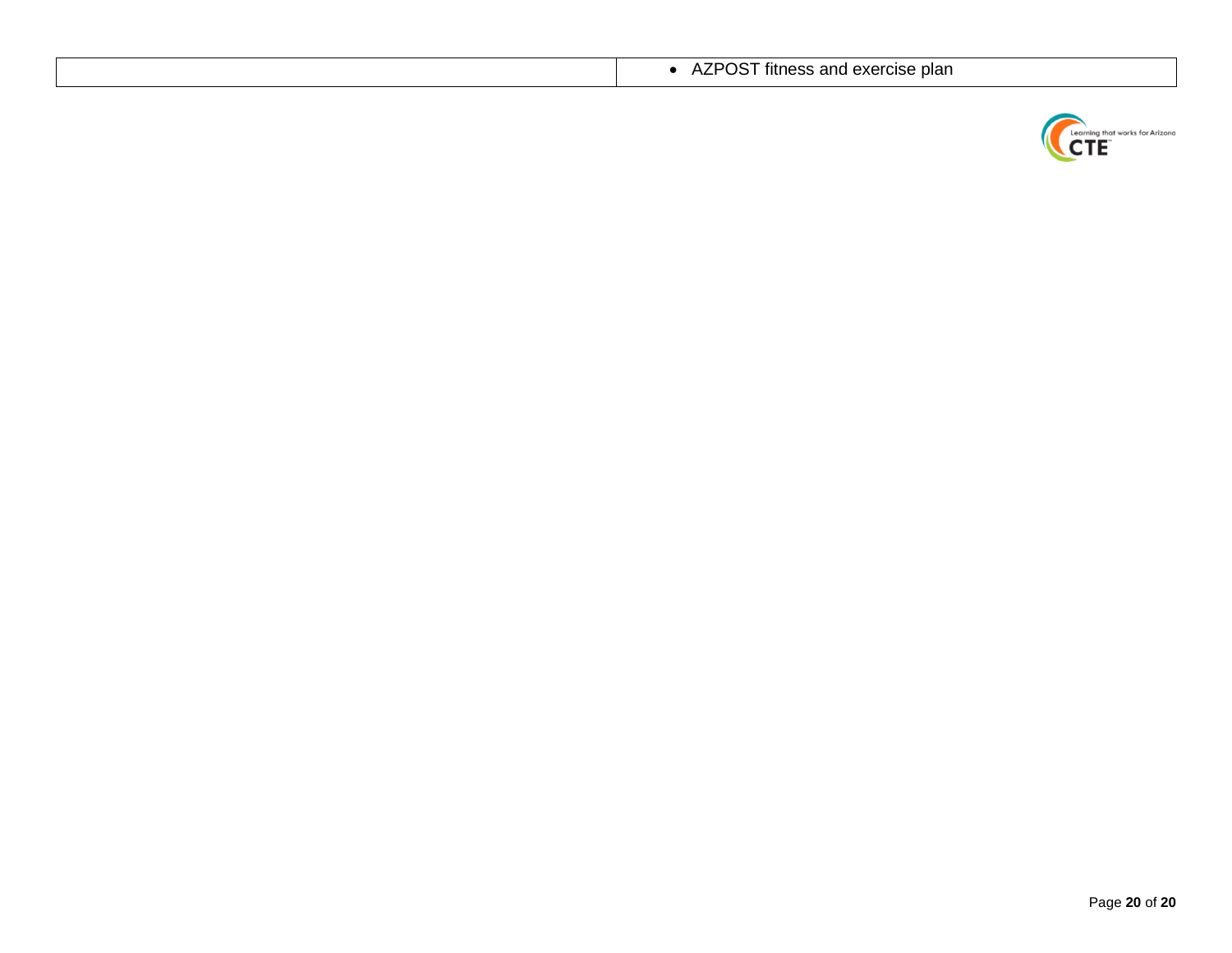| | |
|---|---|
| | • AZPOST fitness and exercise plan |